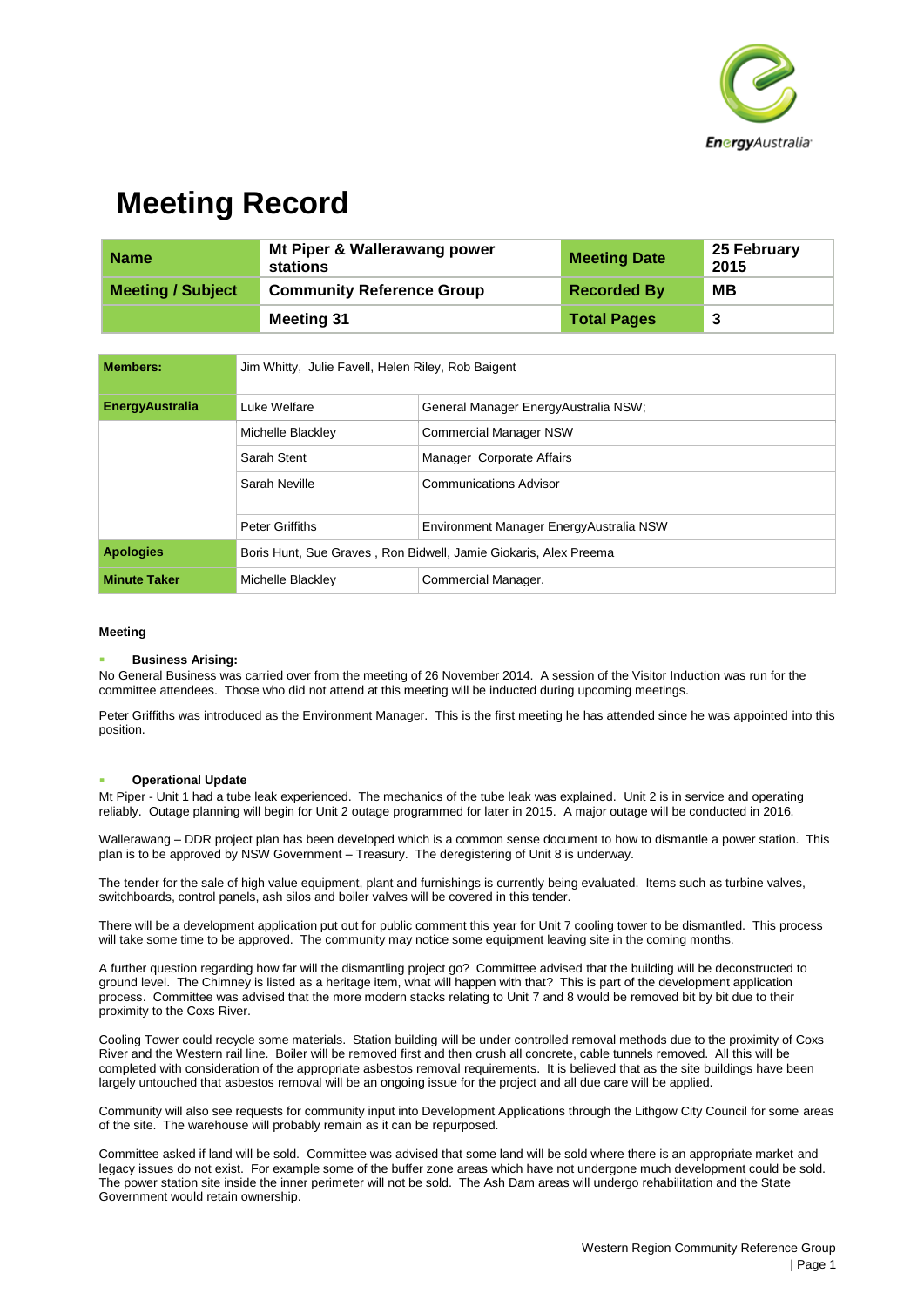# Meeting Record

| Name | Mt Piper & Wallerawang power stations | Meeting Date | 25 February 2015 |
|---|---|---|---|
| Meeting / Subject | Community Reference Group | Recorded By | MB |
| | Meeting 31 | Total Pages | 3 |

| | | |
|---|---|---|
| **Members:** | Jim Whitty, Julie Favell, Helen Riley, Rob Baigent | |
| **EnergyAustralia** | Luke Welfare | General Manager EnergyAustralia NSW; |
| | Michelle Blackley | Commercial Manager NSW |
| | Sarah Stent | Manager Corporate Affairs |
| | Sarah Neville | Communications Advisor |
| | Peter Griffiths | Environment Manager EnergyAustralia NSW |
| **Apologies** | Boris Hunt, Sue Graves , Ron Bidwell, Jamie Giokaris, Alex Preema | |
| **Minute Taker** | Michelle Blackley | Commercial Manager. |

**Meeting**

- **Business Arising:**

No General Business was carried over from the meeting of 26 November 2014. A session of the Visitor Induction was run for the committee attendees. Those who did not attend at this meeting will be inducted during upcoming meetings.

Peter Griffiths was introduced as the Environment Manager. This is the first meeting he has attended since he was appointed into this position.

- **Operational Update**

Mt Piper - Unit 1 had a tube leak experienced. The mechanics of the tube leak was explained. Unit 2 is in service and operating reliably. Outage planning will begin for Unit 2 outage programmed for later in 2015. A major outage will be conducted in 2016.

Wallerawang – DDR project plan has been developed which is a common sense document to how to dismantle a power station. This plan is to be approved by NSW Government – Treasury. The deregistering of Unit 8 is underway.

The tender for the sale of high value equipment, plant and furnishings is currently being evaluated. Items such as turbine valves, switchboards, control panels, ash silos and boiler valves will be covered in this tender.

There will be a development application put out for public comment this year for Unit 7 cooling tower to be dismantled. This process will take some time to be approved. The community may notice some equipment leaving site in the coming months.

A further question regarding how far will the dismantling project go? Committee advised that the building will be deconstructed to ground level. The Chimney is listed as a heritage item, what will happen with that? This is part of the development application process. Committee was advised that the more modern stacks relating to Unit 7 and 8 would be removed bit by bit due to their proximity to the Coxs River.

Cooling Tower could recycle some materials. Station building will be under controlled removal methods due to the proximity of Coxs River and the Western rail line. Boiler will be removed first and then crush all concrete, cable tunnels removed. All this will be completed with consideration of the appropriate asbestos removal requirements. It is believed that as the site buildings have been largely untouched that asbestos removal will be an ongoing issue for the project and all due care will be applied.

Community will also see requests for community input into Development Applications through the Lithgow City Council for some areas of the site. The warehouse will probably remain as it can be repurposed.

Committee asked if land will be sold. Committee was advised that some land will be sold where there is an appropriate market and legacy issues do not exist. For example some of the buffer zone areas which have not undergone much development could be sold. The power station site inside the inner perimeter will not be sold. The Ash Dam areas will undergo rehabilitation and the State Government would retain ownership.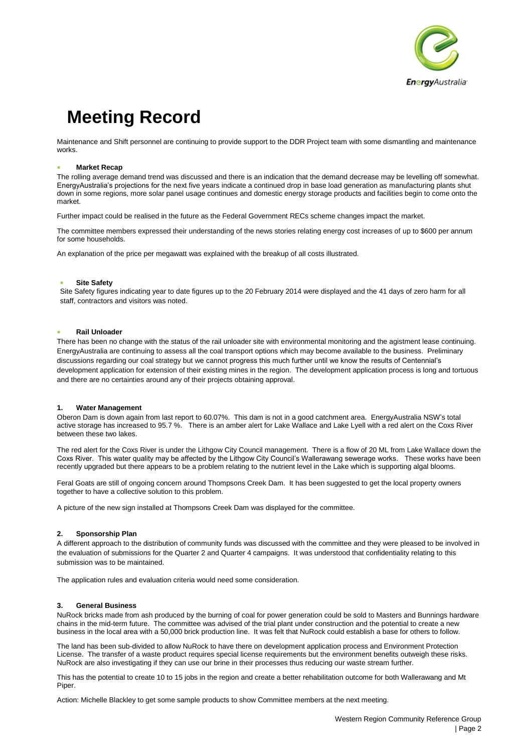# Meeting Record

Maintenance and Shift personnel are continuing to provide support to the DDR Project team with some dismantling and maintenance works.

- **Market Recap**

The rolling average demand trend was discussed and there is an indication that the demand decrease may be levelling off somewhat. EnergyAustralia's projections for the next five years indicate a continued drop in base load generation as manufacturing plants shut down in some regions, more solar panel usage continues and domestic energy storage products and facilities begin to come onto the market.

Further impact could be realised in the future as the Federal Government RECs scheme changes impact the market.

The committee members expressed their understanding of the news stories relating energy cost increases of up to $600 per annum for some households.

An explanation of the price per megawatt was explained with the breakup of all costs illustrated.

- **Site Safety**

Site Safety figures indicating year to date figures up to the 20 February 2014 were displayed and the 41 days of zero harm for all staff, contractors and visitors was noted.

- **Rail Unloader**

There has been no change with the status of the rail unloader site with environmental monitoring and the agistment lease continuing. EnergyAustralia are continuing to assess all the coal transport options which may become available to the business. Preliminary discussions regarding our coal strategy but we cannot progress this much further until we know the results of Centennial's development application for extension of their existing mines in the region. The development application process is long and tortuous and there are no certainties around any of their projects obtaining approval.

### 1. Water Management

Oberon Dam is down again from last report to 60.07%. This dam is not in a good catchment area. EnergyAustralia NSW's total active storage has increased to 95.7 %. There is an amber alert for Lake Wallace and Lake Lyell with a red alert on the Coxs River between these two lakes.

The red alert for the Coxs River is under the Lithgow City Council management. There is a flow of 20 ML from Lake Wallace down the Coxs River. This water quality may be affected by the Lithgow City Council's Wallerawang sewerage works. These works have been recently upgraded but there appears to be a problem relating to the nutrient level in the Lake which is supporting algal blooms.

Feral Goats are still of ongoing concern around Thompsons Creek Dam. It has been suggested to get the local property owners together to have a collective solution to this problem.

A picture of the new sign installed at Thompsons Creek Dam was displayed for the committee.

### 2. Sponsorship Plan

A different approach to the distribution of community funds was discussed with the committee and they were pleased to be involved in the evaluation of submissions for the Quarter 2 and Quarter 4 campaigns. It was understood that confidentiality relating to this submission was to be maintained.

The application rules and evaluation criteria would need some consideration.

### 3. General Business

NuRock bricks made from ash produced by the burning of coal for power generation could be sold to Masters and Bunnings hardware chains in the mid-term future. The committee was advised of the trial plant under construction and the potential to create a new business in the local area with a 50,000 brick production line. It was felt that NuRock could establish a base for others to follow.

The land has been sub-divided to allow NuRock to have there on development application process and Environment Protection License. The transfer of a waste product requires special license requirements but the environment benefits outweigh these risks. NuRock are also investigating if they can use our brine in their processes thus reducing our waste stream further.

This has the potential to create 10 to 15 jobs in the region and create a better rehabilitation outcome for both Wallerawang and Mt Piper.

Action: Michelle Blackley to get some sample products to show Committee members at the next meeting.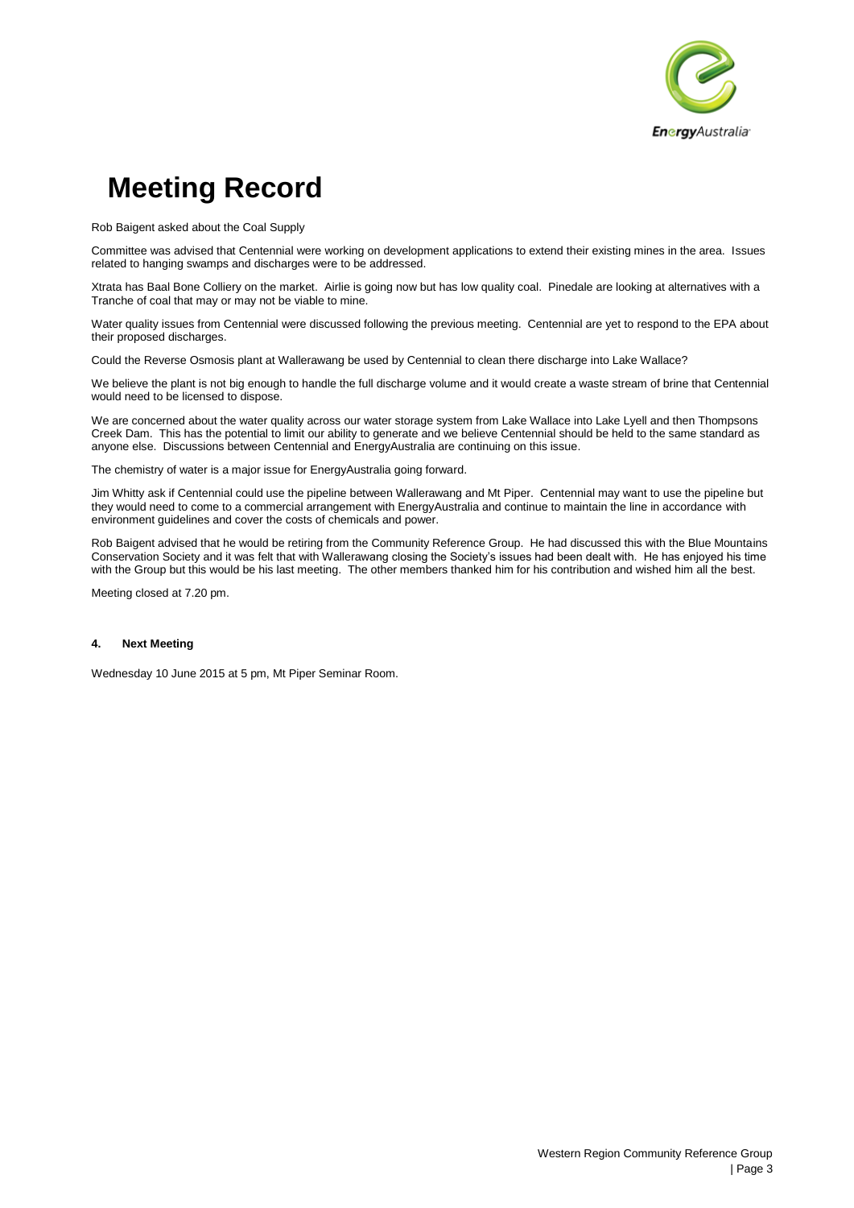# Meeting Record

Rob Baigent asked about the Coal Supply

Committee was advised that Centennial were working on development applications to extend their existing mines in the area. Issues related to hanging swamps and discharges were to be addressed.

Xtrata has Baal Bone Colliery on the market. Airlie is going now but has low quality coal. Pinedale are looking at alternatives with a Tranche of coal that may or may not be viable to mine.

Water quality issues from Centennial were discussed following the previous meeting. Centennial are yet to respond to the EPA about their proposed discharges.

Could the Reverse Osmosis plant at Wallerawang be used by Centennial to clean there discharge into Lake Wallace?

We believe the plant is not big enough to handle the full discharge volume and it would create a waste stream of brine that Centennial would need to be licensed to dispose.

We are concerned about the water quality across our water storage system from Lake Wallace into Lake Lyell and then Thompsons Creek Dam. This has the potential to limit our ability to generate and we believe Centennial should be held to the same standard as anyone else. Discussions between Centennial and EnergyAustralia are continuing on this issue.

The chemistry of water is a major issue for EnergyAustralia going forward.

Jim Whitty ask if Centennial could use the pipeline between Wallerawang and Mt Piper. Centennial may want to use the pipeline but they would need to come to a commercial arrangement with EnergyAustralia and continue to maintain the line in accordance with environment guidelines and cover the costs of chemicals and power.

Rob Baigent advised that he would be retiring from the Community Reference Group. He had discussed this with the Blue Mountains Conservation Society and it was felt that with Wallerawang closing the Society's issues had been dealt with. He has enjoyed his time with the Group but this would be his last meeting. The other members thanked him for his contribution and wished him all the best.

Meeting closed at 7.20 pm.

#### 4. Next Meeting

Wednesday 10 June 2015 at 5 pm, Mt Piper Seminar Room.